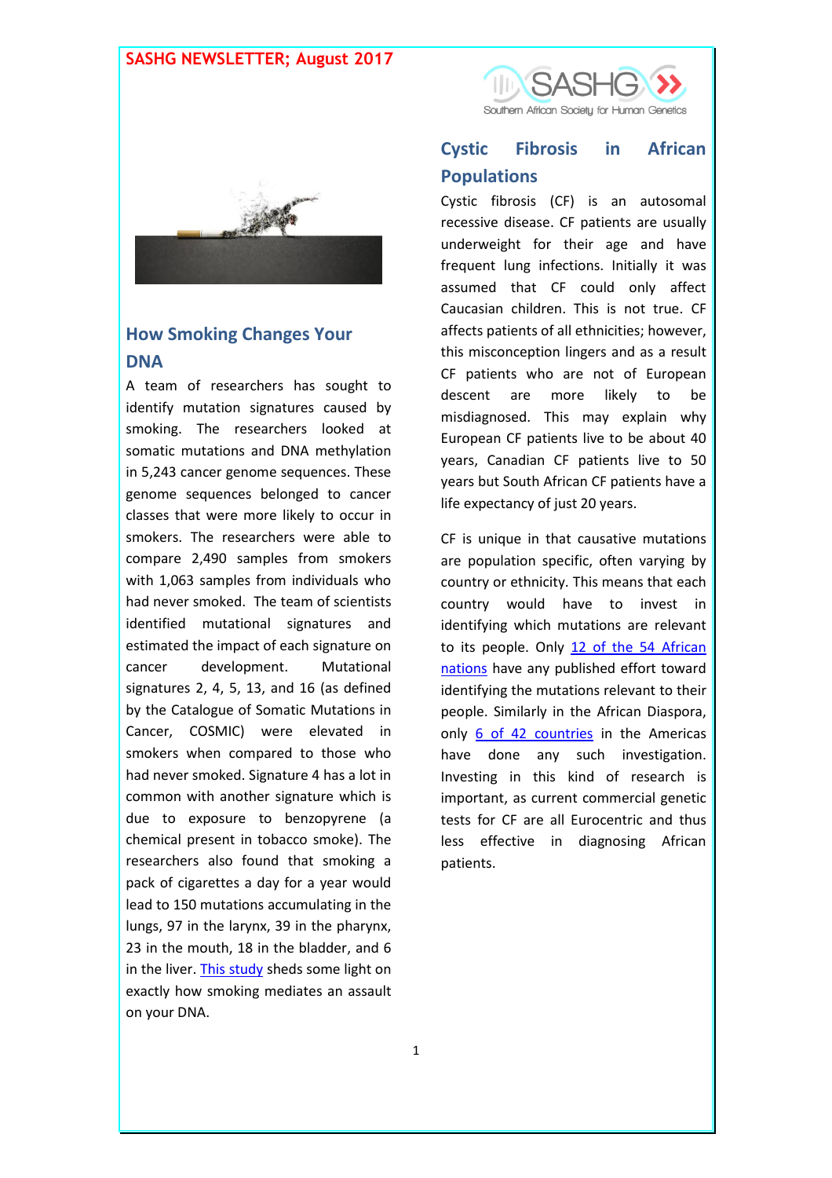# SASHG NEWSLETTER; August 2017

## How Smoking Changes Your DNA

A team of researchers has sought to identify mutation signatures caused by smoking. The researchers looked at somatic mutations and DNA methylation in 5,243 cancer genome sequences. These genome sequences belonged to cancer classes that were more likely to occur in smokers. The researchers were able to compare 2,490 samples from smokers with 1,063 samples from individuals who had never smoked. The team of scientists identified mutational signatures and estimated the impact of each signature on cancer development. Mutational signatures 2, 4, 5, 13, and 16 (as defined by the Catalogue of Somatic Mutations in Cancer, COSMIC) were elevated in smokers when compared to those who had never smoked. Signature 4 has a lot in common with another signature which is due to exposure to benzopyrene (a chemical present in tobacco smoke). The researchers also found that smoking a pack of cigarettes a day for a year would lead to 150 mutations accumulating in the lungs, 97 in the larynx, 39 in the pharynx, 23 in the mouth, 18 in the bladder, and 6 in the liver. This study sheds some light on exactly how smoking mediates an assault on your DNA.

## Cystic Fibrosis in African Populations

Cystic fibrosis (CF) is an autosomal recessive disease. CF patients are usually underweight for their age and have frequent lung infections. Initially it was assumed that CF could only affect Caucasian children. This is not true. CF affects patients of all ethnicities; however, this misconception lingers and as a result CF patients who are not of European descent are more likely to be misdiagnosed. This may explain why European CF patients live to be about 40 years, Canadian CF patients live to 50 years but South African CF patients have a life expectancy of just 20 years.

CF is unique in that causative mutations are population specific, often varying by country or ethnicity. This means that each country would have to invest in identifying which mutations are relevant to its people. Only 12 of the 54 African nations have any published effort toward identifying the mutations relevant to their people. Similarly in the African Diaspora, only 6 of 42 countries in the Americas have done any such investigation. Investing in this kind of research is important, as current commercial genetic tests for CF are all Eurocentric and thus less effective in diagnosing African patients.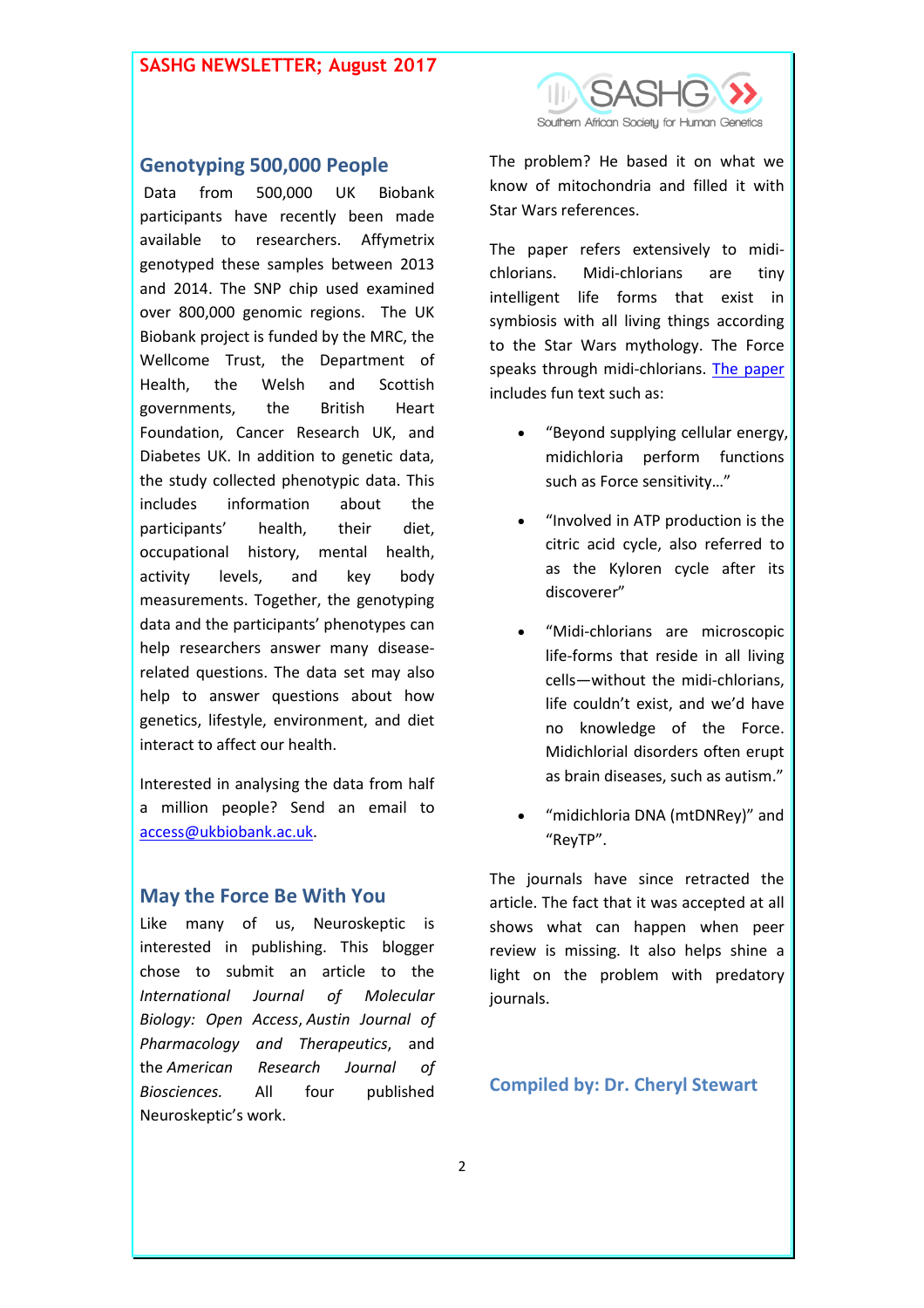## Genotyping 500,000 People

Data from 500,000 UK Biobank participants have recently been made available to researchers. Affymetrix genotyped these samples between 2013 and 2014. The SNP chip used examined over 800,000 genomic regions. The UK Biobank project is funded by the MRC, the Wellcome Trust, the Department of Health, the Welsh and Scottish governments, the British Heart Foundation, Cancer Research UK, and Diabetes UK. In addition to genetic data, the study collected phenotypic data. This includes information about the participants' health, their diet, occupational history, mental health, activity levels, and key body measurements. Together, the genotyping data and the participants' phenotypes can help researchers answer many disease-related questions. The data set may also help to answer questions about how genetics, lifestyle, environment, and diet interact to affect our health.

Interested in analysing the data from half a million people? Send an email to access@ukbiobank.ac.uk.

## May the Force Be With You

Like many of us, Neuroskeptic is interested in publishing. This blogger chose to submit an article to the *International Journal of Molecular Biology: Open Access*, *Austin Journal of Pharmacology and Therapeutics*, and the *American Research Journal of Biosciences.* All four published Neuroskeptic's work.

The problem? He based it on what we know of mitochondria and filled it with Star Wars references.

The paper refers extensively to midi-chlorians. Midi-chlorians are tiny intelligent life forms that exist in symbiosis with all living things according to the Star Wars mythology. The Force speaks through midi-chlorians. The paper includes fun text such as:

- "Beyond supplying cellular energy, midichloria perform functions such as Force sensitivity…"
- "Involved in ATP production is the citric acid cycle, also referred to as the Kyloren cycle after its discoverer"
- "Midi-chlorians are microscopic life-forms that reside in all living cells—without the midi-chlorians, life couldn't exist, and we'd have no knowledge of the Force. Midichlorial disorders often erupt as brain diseases, such as autism."
- "midichloria DNA (mtDNRey)" and "ReyTP".

The journals have since retracted the article. The fact that it was accepted at all shows what can happen when peer review is missing. It also helps shine a light on the problem with predatory journals.

**Compiled by: Dr. Cheryl Stewart**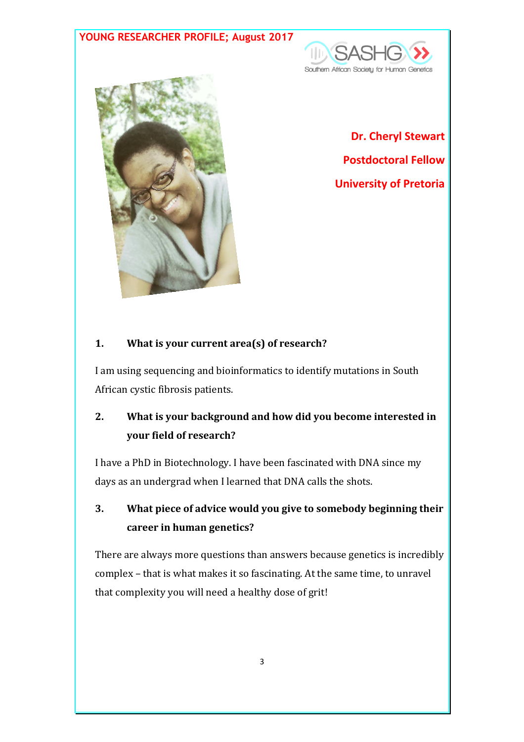YOUNG RESEARCHER PROFILE; August 2017

**Dr. Cheryl Stewart**

**Postdoctoral Fellow**

**University of Pretoria**

**1. What is your current area(s) of research?**

I am using sequencing and bioinformatics to identify mutations in South African cystic fibrosis patients.

**2. What is your background and how did you become interested in your field of research?**

I have a PhD in Biotechnology. I have been fascinated with DNA since my days as an undergrad when I learned that DNA calls the shots.

**3. What piece of advice would you give to somebody beginning their career in human genetics?**

There are always more questions than answers because genetics is incredibly complex – that is what makes it so fascinating. At the same time, to unravel that complexity you will need a healthy dose of grit!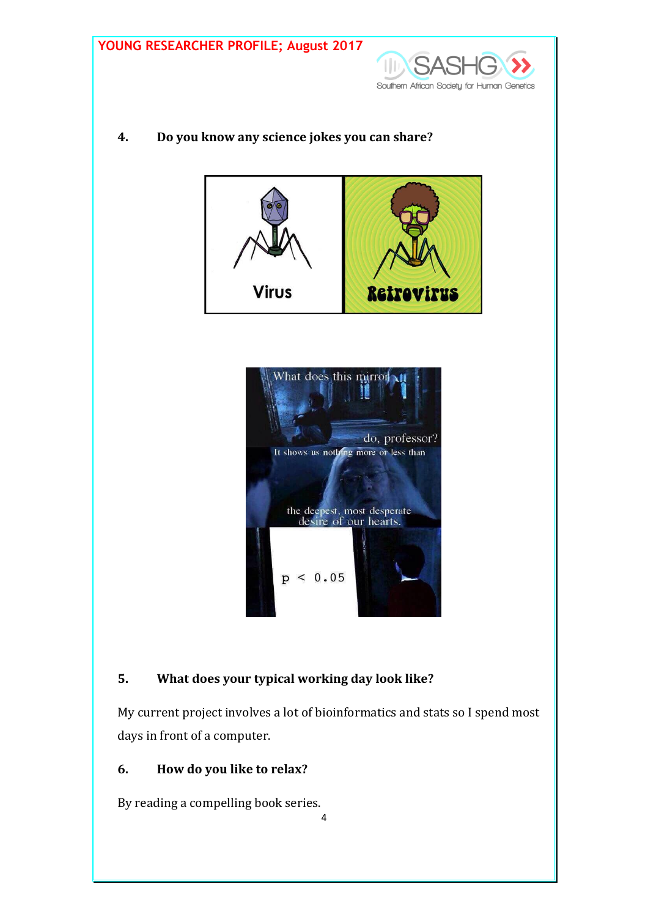**4. Do you know any science jokes you can share?**

**5. What does your typical working day look like?**

My current project involves a lot of bioinformatics and stats so I spend most days in front of a computer.

**6. How do you like to relax?**

By reading a compelling book series.